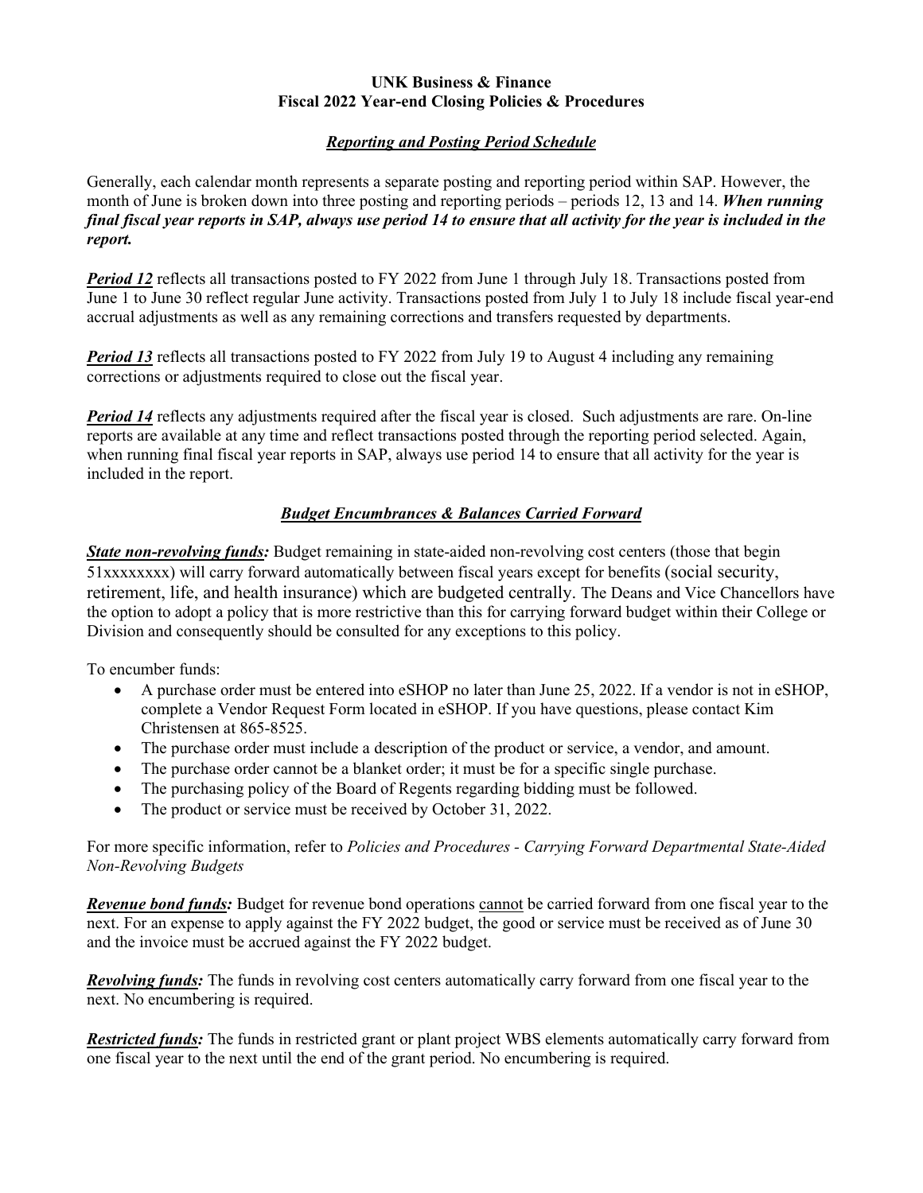**UNK Business & Finance**
**Fiscal 2022 Year-end Closing Policies & Procedures**

***Reporting and Posting Period Schedule***

Generally, each calendar month represents a separate posting and reporting period within SAP. However, the month of June is broken down into three posting and reporting periods – periods 12, 13 and 14. ***When running final fiscal year reports in SAP, always use period 14 to ensure that all activity for the year is included in the report.***

***Period 12*** reflects all transactions posted to FY 2022 from June 1 through July 18. Transactions posted from June 1 to June 30 reflect regular June activity. Transactions posted from July 1 to July 18 include fiscal year-end accrual adjustments as well as any remaining corrections and transfers requested by departments.

***Period 13*** reflects all transactions posted to FY 2022 from July 19 to August 4 including any remaining corrections or adjustments required to close out the fiscal year.

***Period 14*** reflects any adjustments required after the fiscal year is closed. Such adjustments are rare. On-line reports are available at any time and reflect transactions posted through the reporting period selected. Again, when running final fiscal year reports in SAP, always use period 14 to ensure that all activity for the year is included in the report.

***Budget Encumbrances & Balances Carried Forward***

***State non-revolving funds:*** Budget remaining in state-aided non-revolving cost centers (those that begin 51xxxxxxxx) will carry forward automatically between fiscal years except for benefits (social security, retirement, life, and health insurance) which are budgeted centrally. The Deans and Vice Chancellors have the option to adopt a policy that is more restrictive than this for carrying forward budget within their College or Division and consequently should be consulted for any exceptions to this policy.

To encumber funds:

- A purchase order must be entered into eSHOP no later than June 25, 2022. If a vendor is not in eSHOP, complete a Vendor Request Form located in eSHOP. If you have questions, please contact Kim Christensen at 865-8525.
- The purchase order must include a description of the product or service, a vendor, and amount.
- The purchase order cannot be a blanket order; it must be for a specific single purchase.
- The purchasing policy of the Board of Regents regarding bidding must be followed.
- The product or service must be received by October 31, 2022.

For more specific information, refer to *Policies and Procedures - Carrying Forward Departmental State-Aided Non-Revolving Budgets*

***Revenue bond funds:*** Budget for revenue bond operations cannot be carried forward from one fiscal year to the next. For an expense to apply against the FY 2022 budget, the good or service must be received as of June 30 and the invoice must be accrued against the FY 2022 budget.

***Revolving funds:*** The funds in revolving cost centers automatically carry forward from one fiscal year to the next. No encumbering is required.

***Restricted funds:*** The funds in restricted grant or plant project WBS elements automatically carry forward from one fiscal year to the next until the end of the grant period. No encumbering is required.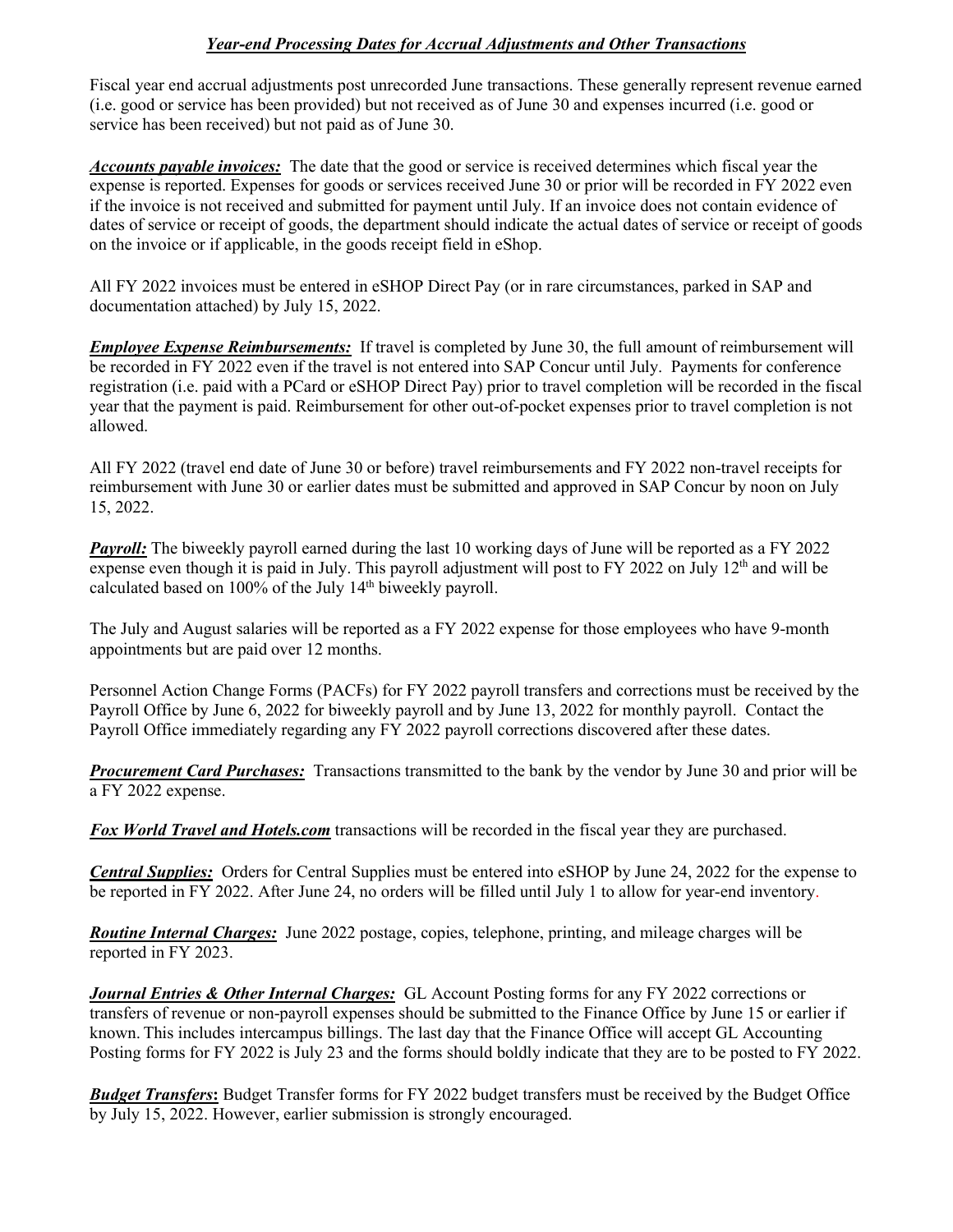## ***Year-end Processing Dates for Accrual Adjustments and Other Transactions***

Fiscal year end accrual adjustments post unrecorded June transactions. These generally represent revenue earned (i.e. good or service has been provided) but not received as of June 30 and expenses incurred (i.e. good or service has been received) but not paid as of June 30.

***Accounts payable invoices:*** The date that the good or service is received determines which fiscal year the expense is reported. Expenses for goods or services received June 30 or prior will be recorded in FY 2022 even if the invoice is not received and submitted for payment until July. If an invoice does not contain evidence of dates of service or receipt of goods, the department should indicate the actual dates of service or receipt of goods on the invoice or if applicable, in the goods receipt field in eShop.

All FY 2022 invoices must be entered in eSHOP Direct Pay (or in rare circumstances, parked in SAP and documentation attached) by July 15, 2022.

***Employee Expense Reimbursements:*** If travel is completed by June 30, the full amount of reimbursement will be recorded in FY 2022 even if the travel is not entered into SAP Concur until July. Payments for conference registration (i.e. paid with a PCard or eSHOP Direct Pay) prior to travel completion will be recorded in the fiscal year that the payment is paid. Reimbursement for other out-of-pocket expenses prior to travel completion is not allowed.

All FY 2022 (travel end date of June 30 or before) travel reimbursements and FY 2022 non-travel receipts for reimbursement with June 30 or earlier dates must be submitted and approved in SAP Concur by noon on July 15, 2022.

***Payroll:*** The biweekly payroll earned during the last 10 working days of June will be reported as a FY 2022 expense even though it is paid in July. This payroll adjustment will post to FY 2022 on July 12th and will be calculated based on 100% of the July 14th biweekly payroll.

The July and August salaries will be reported as a FY 2022 expense for those employees who have 9-month appointments but are paid over 12 months.

Personnel Action Change Forms (PACFs) for FY 2022 payroll transfers and corrections must be received by the Payroll Office by June 6, 2022 for biweekly payroll and by June 13, 2022 for monthly payroll. Contact the Payroll Office immediately regarding any FY 2022 payroll corrections discovered after these dates.

***Procurement Card Purchases:*** Transactions transmitted to the bank by the vendor by June 30 and prior will be a FY 2022 expense.

***Fox World Travel and Hotels.com*** transactions will be recorded in the fiscal year they are purchased.

***Central Supplies:*** Orders for Central Supplies must be entered into eSHOP by June 24, 2022 for the expense to be reported in FY 2022. After June 24, no orders will be filled until July 1 to allow for year-end inventory.

***Routine Internal Charges:*** June 2022 postage, copies, telephone, printing, and mileage charges will be reported in FY 2023.

***Journal Entries & Other Internal Charges:*** GL Account Posting forms for any FY 2022 corrections or transfers of revenue or non-payroll expenses should be submitted to the Finance Office by June 15 or earlier if known. This includes intercampus billings. The last day that the Finance Office will accept GL Accounting Posting forms for FY 2022 is July 23 and the forms should boldly indicate that they are to be posted to FY 2022.

***Budget Transfers*:** Budget Transfer forms for FY 2022 budget transfers must be received by the Budget Office by July 15, 2022. However, earlier submission is strongly encouraged.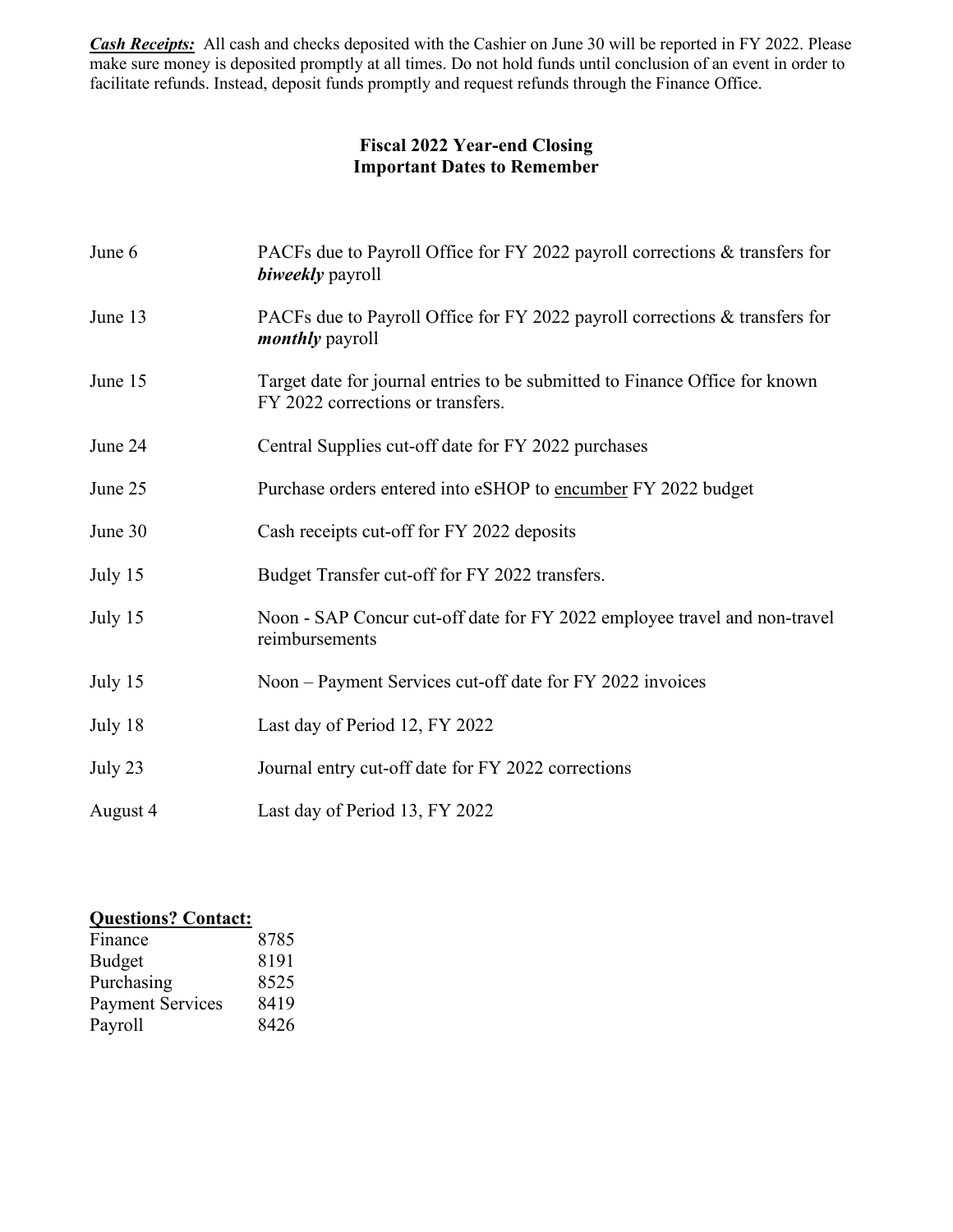***Cash Receipts:*** All cash and checks deposited with the Cashier on June 30 will be reported in FY 2022. Please make sure money is deposited promptly at all times. Do not hold funds until conclusion of an event in order to facilitate refunds. Instead, deposit funds promptly and request refunds through the Finance Office.

## Fiscal 2022 Year-end Closing
## Important Dates to Remember

| | |
|---|---|
| June 6 | PACFs due to Payroll Office for FY 2022 payroll corrections & transfers for ***biweekly*** payroll |
| June 13 | PACFs due to Payroll Office for FY 2022 payroll corrections & transfers for ***monthly*** payroll |
| June 15 | Target date for journal entries to be submitted to Finance Office for known FY 2022 corrections or transfers. |
| June 24 | Central Supplies cut-off date for FY 2022 purchases |
| June 25 | Purchase orders entered into eSHOP to <u>encumber</u> FY 2022 budget |
| June 30 | Cash receipts cut-off for FY 2022 deposits |
| July 15 | Budget Transfer cut-off for FY 2022 transfers. |
| July 15 | Noon - SAP Concur cut-off date for FY 2022 employee travel and non-travel reimbursements |
| July 15 | Noon – Payment Services cut-off date for FY 2022 invoices |
| July 18 | Last day of Period 12, FY 2022 |
| July 23 | Journal entry cut-off date for FY 2022 corrections |
| August 4 | Last day of Period 13, FY 2022 |

**<u>Questions? Contact:</u>**

| | |
|---|---|
| Finance | 8785 |
| Budget | 8191 |
| Purchasing | 8525 |
| Payment Services | 8419 |
| Payroll | 8426 |